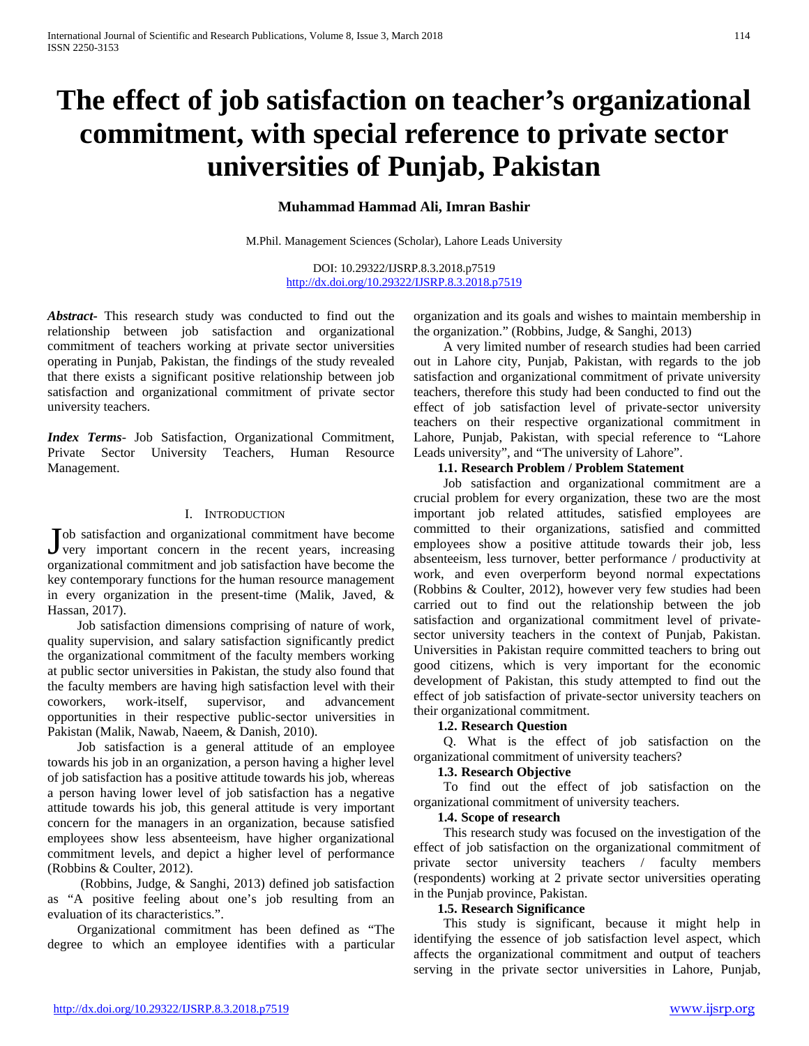# The effect of job satisfaction on teacher's organizational commitment, with special reference to private sector universities of Punjab, Pakistan

**Muhammad Hammad Ali, Imran Bashir**

M.Phil. Management Sciences (Scholar), Lahore Leads University

DOI: 10.29322/IJSRP.8.3.2018.p7519
http://dx.doi.org/10.29322/IJSRP.8.3.2018.p7519

***Abstract*-** This research study was conducted to find out the relationship between job satisfaction and organizational commitment of teachers working at private sector universities operating in Punjab, Pakistan, the findings of the study revealed that there exists a significant positive relationship between job satisfaction and organizational commitment of private sector university teachers.

***Index Terms*-** Job Satisfaction, Organizational Commitment, Private Sector University Teachers, Human Resource Management.

## I. Introduction

Job satisfaction and organizational commitment have become very important concern in the recent years, increasing organizational commitment and job satisfaction have become the key contemporary functions for the human resource management in every organization in the present-time (Malik, Javed, & Hassan, 2017).

Job satisfaction dimensions comprising of nature of work, quality supervision, and salary satisfaction significantly predict the organizational commitment of the faculty members working at public sector universities in Pakistan, the study also found that the faculty members are having high satisfaction level with their coworkers, work-itself, supervisor, and advancement opportunities in their respective public-sector universities in Pakistan (Malik, Nawab, Naeem, & Danish, 2010).

Job satisfaction is a general attitude of an employee towards his job in an organization, a person having a higher level of job satisfaction has a positive attitude towards his job, whereas a person having lower level of job satisfaction has a negative attitude towards his job, this general attitude is very important concern for the managers in an organization, because satisfied employees show less absenteeism, have higher organizational commitment levels, and depict a higher level of performance (Robbins & Coulter, 2012).

(Robbins, Judge, & Sanghi, 2013) defined job satisfaction as "A positive feeling about one's job resulting from an evaluation of its characteristics.".

Organizational commitment has been defined as "The degree to which an employee identifies with a particular organization and its goals and wishes to maintain membership in the organization." (Robbins, Judge, & Sanghi, 2013)

A very limited number of research studies had been carried out in Lahore city, Punjab, Pakistan, with regards to the job satisfaction and organizational commitment of private university teachers, therefore this study had been conducted to find out the effect of job satisfaction level of private-sector university teachers on their respective organizational commitment in Lahore, Punjab, Pakistan, with special reference to "Lahore Leads university", and "The university of Lahore".

### 1.1. Research Problem / Problem Statement

Job satisfaction and organizational commitment are a crucial problem for every organization, these two are the most important job related attitudes, satisfied employees are committed to their organizations, satisfied and committed employees show a positive attitude towards their job, less absenteeism, less turnover, better performance / productivity at work, and even overperform beyond normal expectations (Robbins & Coulter, 2012), however very few studies had been carried out to find out the relationship between the job satisfaction and organizational commitment level of private-sector university teachers in the context of Punjab, Pakistan. Universities in Pakistan require committed teachers to bring out good citizens, which is very important for the economic development of Pakistan, this study attempted to find out the effect of job satisfaction of private-sector university teachers on their organizational commitment.

### 1.2. Research Question

Q. What is the effect of job satisfaction on the organizational commitment of university teachers?

### 1.3. Research Objective

To find out the effect of job satisfaction on the organizational commitment of university teachers.

### 1.4. Scope of research

This research study was focused on the investigation of the effect of job satisfaction on the organizational commitment of private sector university teachers / faculty members (respondents) working at 2 private sector universities operating in the Punjab province, Pakistan.

### 1.5. Research Significance

This study is significant, because it might help in identifying the essence of job satisfaction level aspect, which affects the organizational commitment and output of teachers serving in the private sector universities in Lahore, Punjab,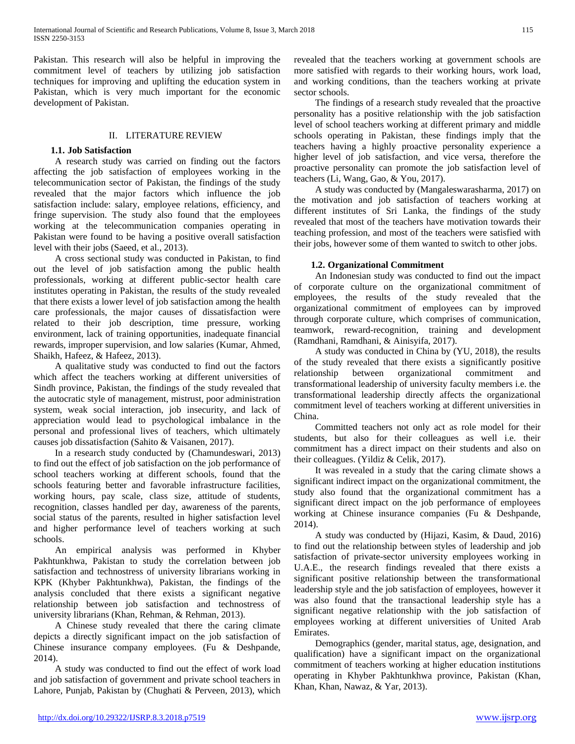Pakistan. This research will also be helpful in improving the commitment level of teachers by utilizing job satisfaction techniques for improving and uplifting the education system in Pakistan, which is very much important for the economic development of Pakistan.

## II. LITERATURE REVIEW

### 1.1. Job Satisfaction

A research study was carried on finding out the factors affecting the job satisfaction of employees working in the telecommunication sector of Pakistan, the findings of the study revealed that the major factors which influence the job satisfaction include: salary, employee relations, efficiency, and fringe supervision. The study also found that the employees working at the telecommunication companies operating in Pakistan were found to be having a positive overall satisfaction level with their jobs (Saeed, et al., 2013).

A cross sectional study was conducted in Pakistan, to find out the level of job satisfaction among the public health professionals, working at different public-sector health care institutes operating in Pakistan, the results of the study revealed that there exists a lower level of job satisfaction among the health care professionals, the major causes of dissatisfaction were related to their job description, time pressure, working environment, lack of training opportunities, inadequate financial rewards, improper supervision, and low salaries (Kumar, Ahmed, Shaikh, Hafeez, & Hafeez, 2013).

A qualitative study was conducted to find out the factors which affect the teachers working at different universities of Sindh province, Pakistan, the findings of the study revealed that the autocratic style of management, mistrust, poor administration system, weak social interaction, job insecurity, and lack of appreciation would lead to psychological imbalance in the personal and professional lives of teachers, which ultimately causes job dissatisfaction (Sahito & Vaisanen, 2017).

In a research study conducted by (Chamundeswari, 2013) to find out the effect of job satisfaction on the job performance of school teachers working at different schools, found that the schools featuring better and favorable infrastructure facilities, working hours, pay scale, class size, attitude of students, recognition, classes handled per day, awareness of the parents, social status of the parents, resulted in higher satisfaction level and higher performance level of teachers working at such schools.

An empirical analysis was performed in Khyber Pakhtunkhwa, Pakistan to study the correlation between job satisfaction and technostress of university librarians working in KPK (Khyber Pakhtunkhwa), Pakistan, the findings of the analysis concluded that there exists a significant negative relationship between job satisfaction and technostress of university librarians (Khan, Rehman, & Rehman, 2013).

A Chinese study revealed that there the caring climate depicts a directly significant impact on the job satisfaction of Chinese insurance company employees. (Fu & Deshpande, 2014).

A study was conducted to find out the effect of work load and job satisfaction of government and private school teachers in Lahore, Punjab, Pakistan by (Chughati & Perveen, 2013), which revealed that the teachers working at government schools are more satisfied with regards to their working hours, work load, and working conditions, than the teachers working at private sector schools.

The findings of a research study revealed that the proactive personality has a positive relationship with the job satisfaction level of school teachers working at different primary and middle schools operating in Pakistan, these findings imply that the teachers having a highly proactive personality experience a higher level of job satisfaction, and vice versa, therefore the proactive personality can promote the job satisfaction level of teachers (Li, Wang, Gao, & You, 2017).

A study was conducted by (Mangaleswarasharma, 2017) on the motivation and job satisfaction of teachers working at different institutes of Sri Lanka, the findings of the study revealed that most of the teachers have motivation towards their teaching profession, and most of the teachers were satisfied with their jobs, however some of them wanted to switch to other jobs.

### 1.2. Organizational Commitment

An Indonesian study was conducted to find out the impact of corporate culture on the organizational commitment of employees, the results of the study revealed that the organizational commitment of employees can by improved through corporate culture, which comprises of communication, teamwork, reward-recognition, training and development (Ramdhani, Ramdhani, & Ainisyifa, 2017).

A study was conducted in China by (YU, 2018), the results of the study revealed that there exists a significantly positive relationship between organizational commitment and transformational leadership of university faculty members i.e. the transformational leadership directly affects the organizational commitment level of teachers working at different universities in China.

Committed teachers not only act as role model for their students, but also for their colleagues as well i.e. their commitment has a direct impact on their students and also on their colleagues. (Yildiz & Celik, 2017).

It was revealed in a study that the caring climate shows a significant indirect impact on the organizational commitment, the study also found that the organizational commitment has a significant direct impact on the job performance of employees working at Chinese insurance companies (Fu & Deshpande, 2014).

A study was conducted by (Hijazi, Kasim, & Daud, 2016) to find out the relationship between styles of leadership and job satisfaction of private-sector university employees working in U.A.E., the research findings revealed that there exists a significant positive relationship between the transformational leadership style and the job satisfaction of employees, however it was also found that the transactional leadership style has a significant negative relationship with the job satisfaction of employees working at different universities of United Arab Emirates.

Demographics (gender, marital status, age, designation, and qualification) have a significant impact on the organizational commitment of teachers working at higher education institutions operating in Khyber Pakhtunkhwa province, Pakistan (Khan, Khan, Khan, Nawaz, & Yar, 2013).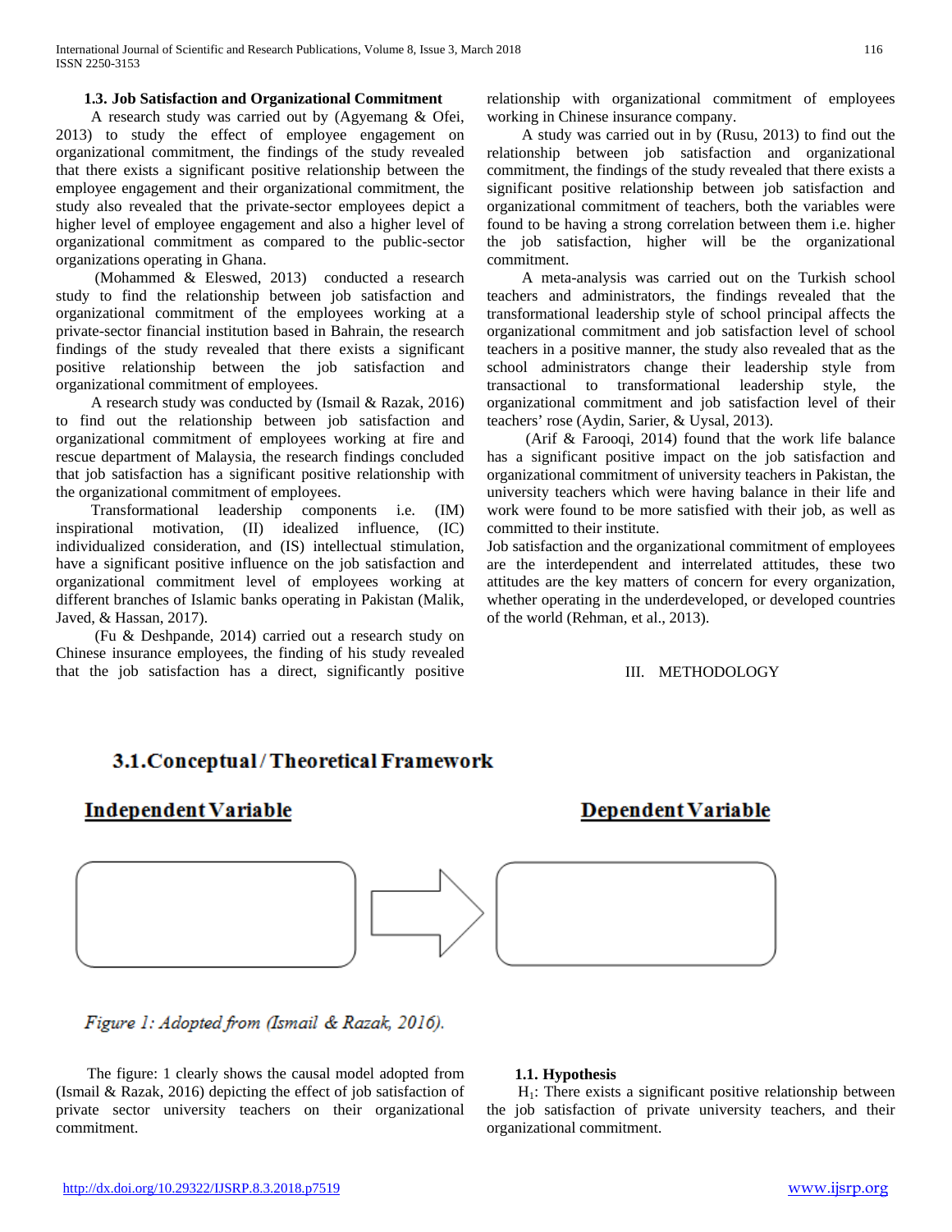### 1.3. Job Satisfaction and Organizational Commitment

A research study was carried out by (Agyemang & Ofei, 2013) to study the effect of employee engagement on organizational commitment, the findings of the study revealed that there exists a significant positive relationship between the employee engagement and their organizational commitment, the study also revealed that the private-sector employees depict a higher level of employee engagement and also a higher level of organizational commitment as compared to the public-sector organizations operating in Ghana.

(Mohammed & Eleswed, 2013) conducted a research study to find the relationship between job satisfaction and organizational commitment of the employees working at a private-sector financial institution based in Bahrain, the research findings of the study revealed that there exists a significant positive relationship between the job satisfaction and organizational commitment of employees.

A research study was conducted by (Ismail & Razak, 2016) to find out the relationship between job satisfaction and organizational commitment of employees working at fire and rescue department of Malaysia, the research findings concluded that job satisfaction has a significant positive relationship with the organizational commitment of employees.

Transformational leadership components i.e. (IM) inspirational motivation, (II) idealized influence, (IC) individualized consideration, and (IS) intellectual stimulation, have a significant positive influence on the job satisfaction and organizational commitment level of employees working at different branches of Islamic banks operating in Pakistan (Malik, Javed, & Hassan, 2017).

(Fu & Deshpande, 2014) carried out a research study on Chinese insurance employees, the finding of his study revealed that the job satisfaction has a direct, significantly positive relationship with organizational commitment of employees working in Chinese insurance company.

A study was carried out in by (Rusu, 2013) to find out the relationship between job satisfaction and organizational commitment, the findings of the study revealed that there exists a significant positive relationship between job satisfaction and organizational commitment of teachers, both the variables were found to be having a strong correlation between them i.e. higher the job satisfaction, higher will be the organizational commitment.

A meta-analysis was carried out on the Turkish school teachers and administrators, the findings revealed that the transformational leadership style of school principal affects the organizational commitment and job satisfaction level of school teachers in a positive manner, the study also revealed that as the school administrators change their leadership style from transactional to transformational leadership style, the organizational commitment and job satisfaction level of their teachers' rose (Aydin, Sarier, & Uysal, 2013).

(Arif & Farooqi, 2014) found that the work life balance has a significant positive impact on the job satisfaction and organizational commitment of university teachers in Pakistan, the university teachers which were having balance in their life and work were found to be more satisfied with their job, as well as committed to their institute.

Job satisfaction and the organizational commitment of employees are the interdependent and interrelated attitudes, these two attitudes are the key matters of concern for every organization, whether operating in the underdeveloped, or developed countries of the world (Rehman, et al., 2013).

## III. METHODOLOGY

### 3.1. Conceptual / Theoretical Framework

**Independent Variable** → **Dependent Variable**

*Figure 1: Adopted from (Ismail & Razak, 2016).*

The figure: 1 clearly shows the causal model adopted from (Ismail & Razak, 2016) depicting the effect of job satisfaction of private sector university teachers on their organizational commitment.

### 1.1. Hypothesis

$H_1$: There exists a significant positive relationship between the job satisfaction of private university teachers, and their organizational commitment.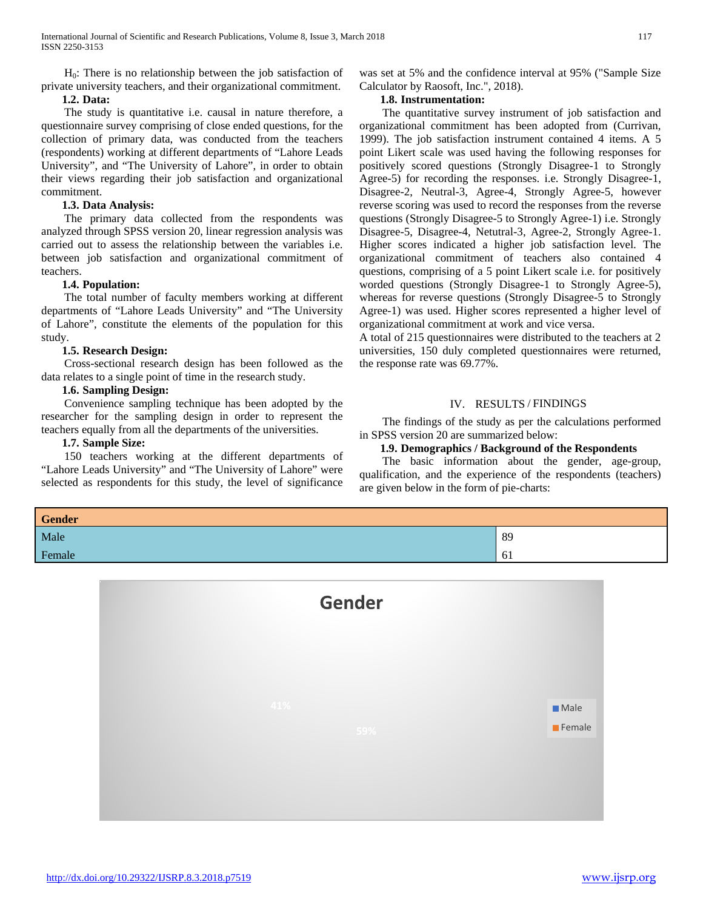$H_0$: There is no relationship between the job satisfaction of private university teachers, and their organizational commitment.

### 1.2. Data:

The study is quantitative i.e. causal in nature therefore, a questionnaire survey comprising of close ended questions, for the collection of primary data, was conducted from the teachers (respondents) working at different departments of "Lahore Leads University", and "The University of Lahore", in order to obtain their views regarding their job satisfaction and organizational commitment.

### 1.3. Data Analysis:

The primary data collected from the respondents was analyzed through SPSS version 20, linear regression analysis was carried out to assess the relationship between the variables i.e. between job satisfaction and organizational commitment of teachers.

### 1.4. Population:

The total number of faculty members working at different departments of "Lahore Leads University" and "The University of Lahore", constitute the elements of the population for this study.

### 1.5. Research Design:

Cross-sectional research design has been followed as the data relates to a single point of time in the research study.

### 1.6. Sampling Design:

Convenience sampling technique has been adopted by the researcher for the sampling design in order to represent the teachers equally from all the departments of the universities.

### 1.7. Sample Size:

150 teachers working at the different departments of "Lahore Leads University" and "The University of Lahore" were selected as respondents for this study, the level of significance was set at 5% and the confidence interval at 95% ("Sample Size Calculator by Raosoft, Inc.", 2018).

### 1.8. Instrumentation:

The quantitative survey instrument of job satisfaction and organizational commitment has been adopted from (Currivan, 1999). The job satisfaction instrument contained 4 items. A 5 point Likert scale was used having the following responses for positively scored questions (Strongly Disagree-1 to Strongly Agree-5) for recording the responses. i.e. Strongly Disagree-1, Disagree-2, Neutral-3, Agree-4, Strongly Agree-5, however reverse scoring was used to record the responses from the reverse questions (Strongly Disagree-5 to Strongly Agree-1) i.e. Strongly Disagree-5, Disagree-4, Netutral-3, Agree-2, Strongly Agree-1. Higher scores indicated a higher job satisfaction level. The organizational commitment of teachers also contained 4 questions, comprising of a 5 point Likert scale i.e. for positively worded questions (Strongly Disagree-1 to Strongly Agree-5), whereas for reverse questions (Strongly Disagree-5 to Strongly Agree-1) was used. Higher scores represented a higher level of organizational commitment at work and vice versa.

A total of 215 questionnaires were distributed to the teachers at 2 universities, 150 duly completed questionnaires were returned, the response rate was 69.77%.

## IV. RESULTS / FINDINGS

The findings of the study as per the calculations performed in SPSS version 20 are summarized below:

### 1.9. Demographics / Background of the Respondents

The basic information about the gender, age-group, qualification, and the experience of the respondents (teachers) are given below in the form of pie-charts:

| Gender | |
|---|---|
| Male | 89 |
| Female | 61 |

**Gender**

41%

59%

Male
Female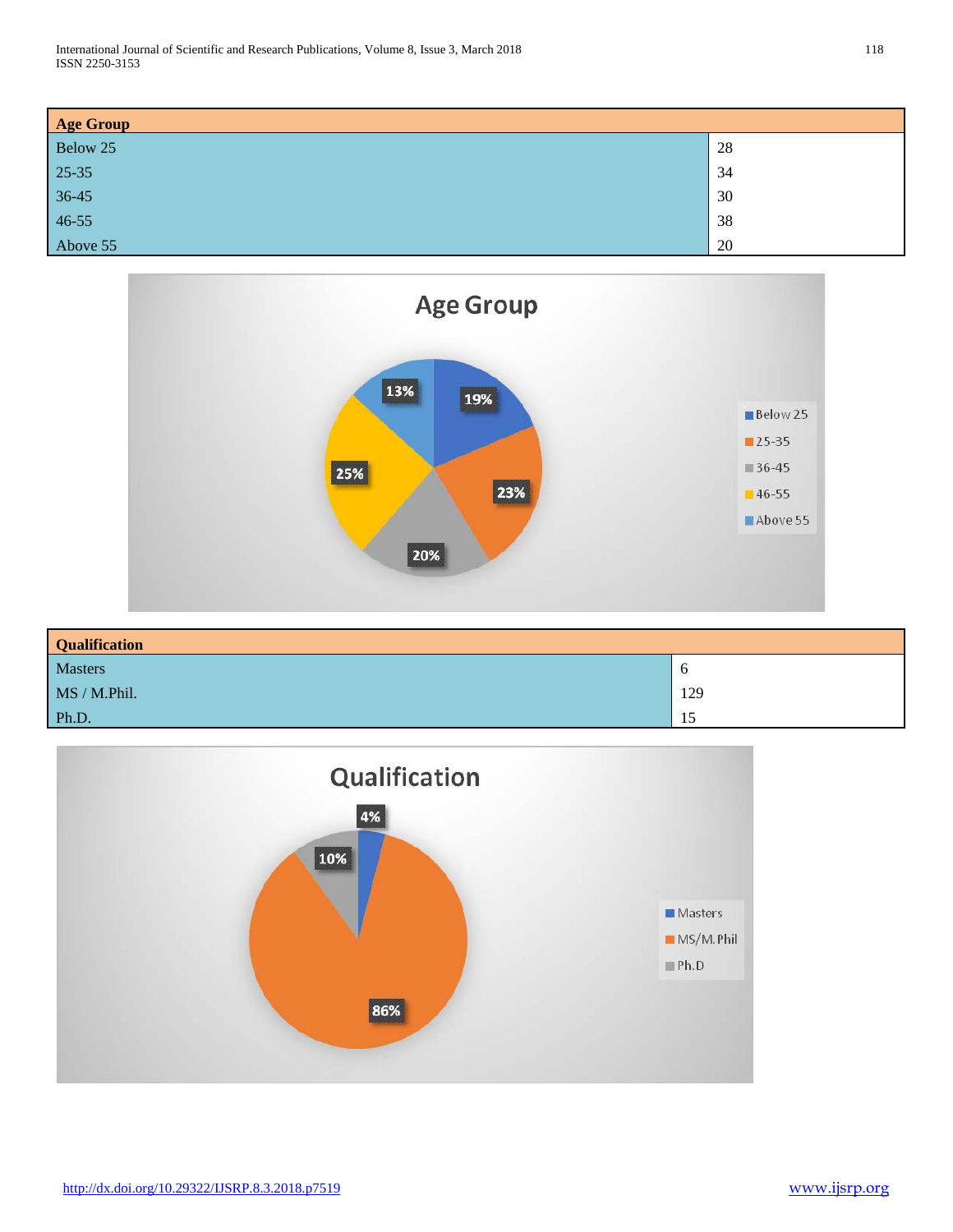| Age Group | |
|---|---|
| Below 25 | 28 |
| 25-35 | 34 |
| 36-45 | 30 |
| 46-55 | 38 |
| Above 55 | 20 |

| Qualification | |
|---|---|
| Masters | 6 |
| MS / M.Phil. | 129 |
| Ph.D. | 15 |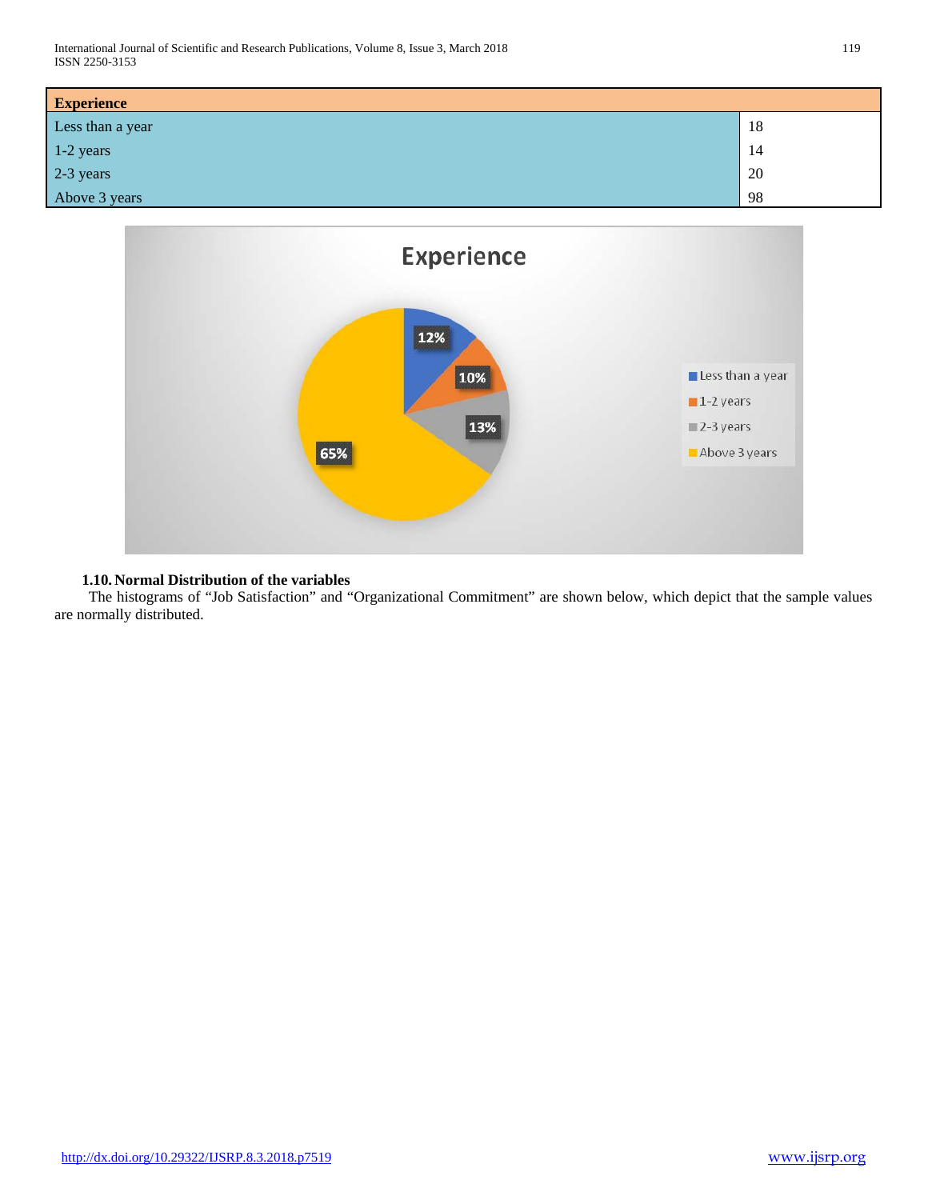| Experience | |
|---|---|
| Less than a year | 18 |
| 1-2 years | 14 |
| 2-3 years | 20 |
| Above 3 years | 98 |

### 1.10. Normal Distribution of the variables

The histograms of “Job Satisfaction” and “Organizational Commitment” are shown below, which depict that the sample values are normally distributed.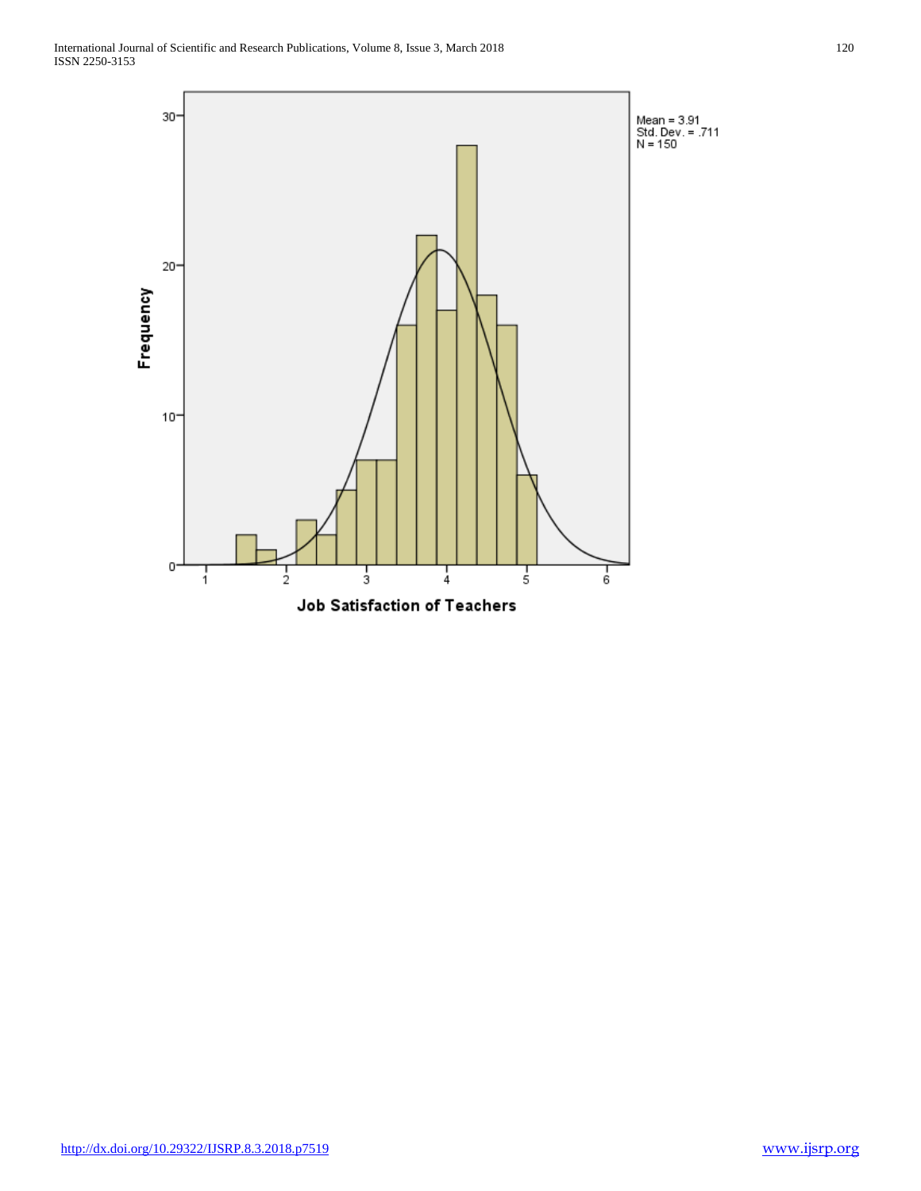Mean = 3.91
Std. Dev. = .711
N = 150

Frequency

Job Satisfaction of Teachers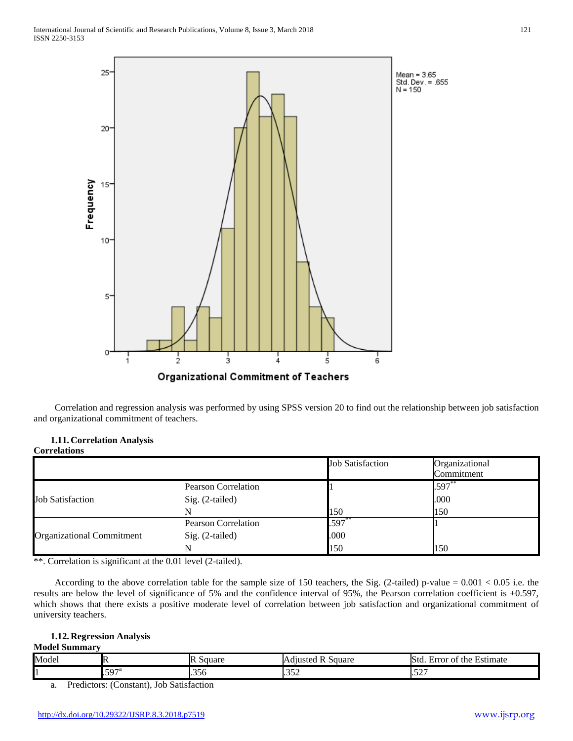Correlation and regression analysis was performed by using SPSS version 20 to find out the relationship between job satisfaction and organizational commitment of teachers.

### 1.11. Correlation Analysis

**Correlations**

| | | Job Satisfaction | Organizational Commitment |
|---|---|---|---|
| Job Satisfaction | Pearson Correlation | 1 | .597** |
| | Sig. (2-tailed) | | .000 |
| | N | 150 | 150 |
| Organizational Commitment | Pearson Correlation | .597** | 1 |
| | Sig. (2-tailed) | .000 | |
| | N | 150 | 150 |

**. Correlation is significant at the 0.01 level (2-tailed).

According to the above correlation table for the sample size of 150 teachers, the Sig. (2-tailed) p-value = 0.001 < 0.05 i.e. the results are below the level of significance of 5% and the confidence interval of 95%, the Pearson correlation coefficient is +0.597, which shows that there exists a positive moderate level of correlation between job satisfaction and organizational commitment of university teachers.

### 1.12. Regression Analysis

**Model Summary**

| Model | R | R Square | Adjusted R Square | Std. Error of the Estimate |
|---|---|---|---|---|
| 1 | .597[a] | .356 | .352 | .527 |

a. Predictors: (Constant), Job Satisfaction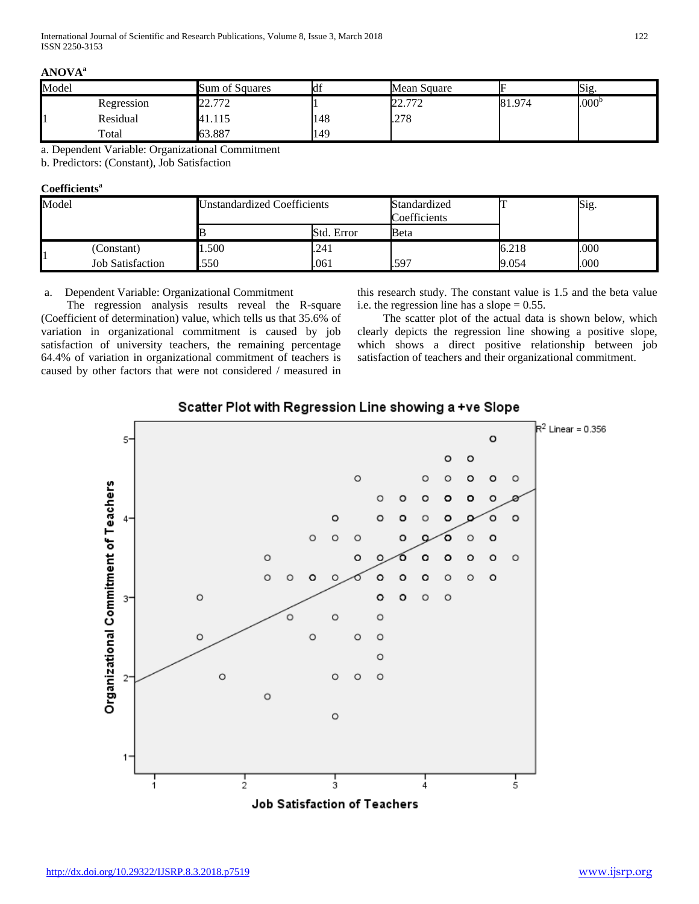**ANOVA[a]**

| Model | | Sum of Squares | df | Mean Square | F | Sig. |
|---|---|---|---|---|---|---|
| 1 | Regression | 22.772 | 1 | 22.772 | 81.974 | .000[b] |
| | Residual | 41.115 | 148 | .278 | | |
| | Total | 63.887 | 149 | | | |

a. Dependent Variable: Organizational Commitment

b. Predictors: (Constant), Job Satisfaction

**Coefficients[a]**

| Model | | Unstandardized Coefficients | | Standardized Coefficients | T | Sig. |
|---|---|---|---|---|---|---|
| | | B | Std. Error | Beta | | |
| 1 | (Constant) | 1.500 | .241 | | 6.218 | .000 |
| | Job Satisfaction | .550 | .061 | .597 | 9.054 | .000 |

a. Dependent Variable: Organizational Commitment

The regression analysis results reveal the R-square (Coefficient of determination) value, which tells us that 35.6% of variation in organizational commitment is caused by job satisfaction of university teachers, the remaining percentage 64.4% of variation in organizational commitment of teachers is caused by other factors that were not considered / measured in this research study. The constant value is 1.5 and the beta value i.e. the regression line has a slope = 0.55.

The scatter plot of the actual data is shown below, which clearly depicts the regression line showing a positive slope, which shows a direct positive relationship between job satisfaction of teachers and their organizational commitment.

Scatter Plot with Regression Line showing a +ve Slope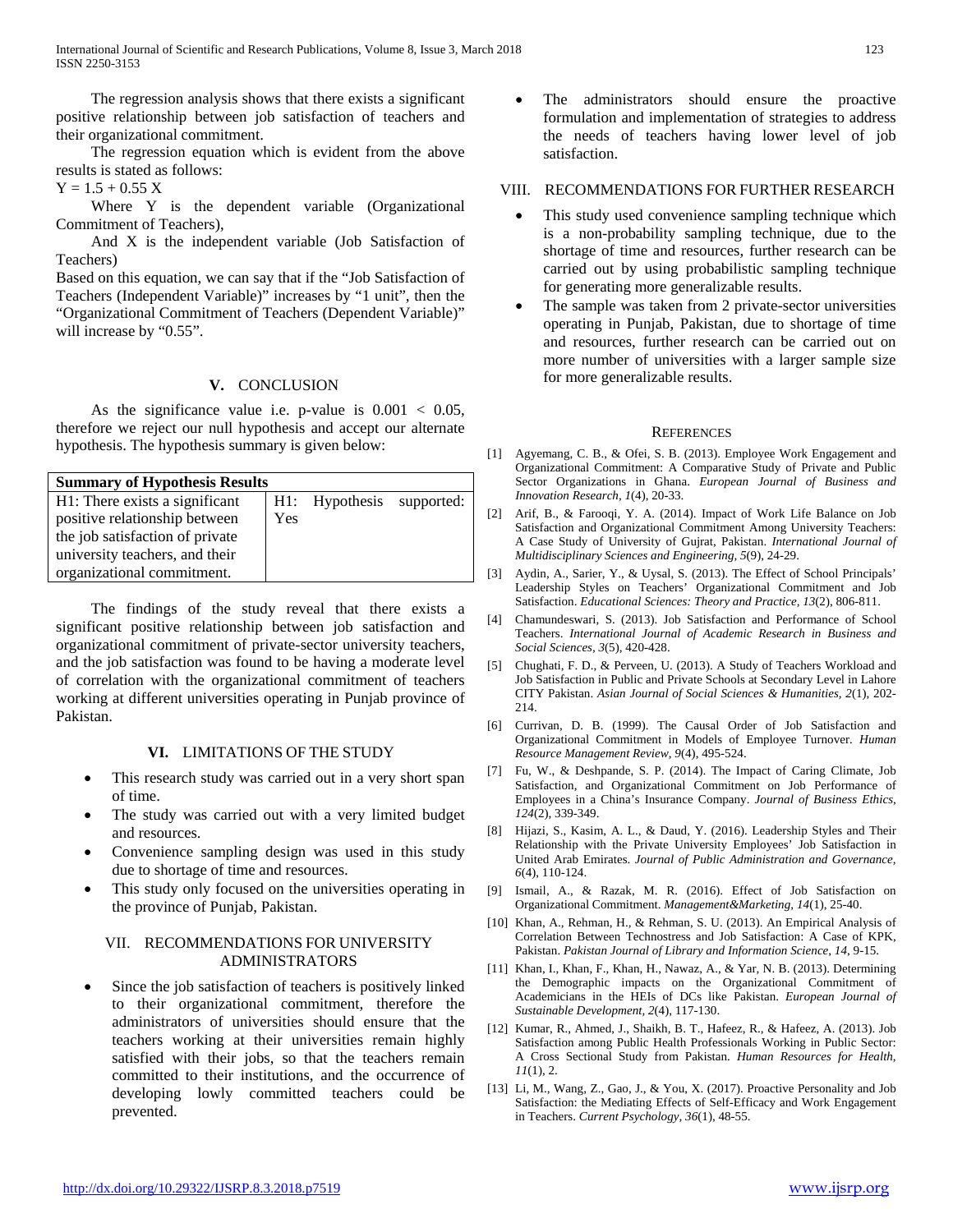The regression analysis shows that there exists a significant positive relationship between job satisfaction of teachers and their organizational commitment.

The regression equation which is evident from the above results is stated as follows:

$Y = 1.5 + 0.55 X$

Where Y is the dependent variable (Organizational Commitment of Teachers),

And X is the independent variable (Job Satisfaction of Teachers)

Based on this equation, we can say that if the "Job Satisfaction of Teachers (Independent Variable)" increases by "1 unit", then the "Organizational Commitment of Teachers (Dependent Variable)" will increase by "0.55".

## V. CONCLUSION

As the significance value i.e. p-value is $0.001 < 0.05$, therefore we reject our null hypothesis and accept our alternate hypothesis. The hypothesis summary is given below:

| **Summary of Hypothesis Results** | |
|---|---|
| H1: There exists a significant positive relationship between the job satisfaction of private university teachers, and their organizational commitment. | H1: Hypothesis supported: Yes |

The findings of the study reveal that there exists a significant positive relationship between job satisfaction and organizational commitment of private-sector university teachers, and the job satisfaction was found to be having a moderate level of correlation with the organizational commitment of teachers working at different universities operating in Punjab province of Pakistan.

## VI. LIMITATIONS OF THE STUDY

- This research study was carried out in a very short span of time.
- The study was carried out with a very limited budget and resources.
- Convenience sampling design was used in this study due to shortage of time and resources.
- This study only focused on the universities operating in the province of Punjab, Pakistan.

## VII. RECOMMENDATIONS FOR UNIVERSITY ADMINISTRATORS

- Since the job satisfaction of teachers is positively linked to their organizational commitment, therefore the administrators of universities should ensure that the teachers working at their universities remain highly satisfied with their jobs, so that the teachers remain committed to their institutions, and the occurrence of developing lowly committed teachers could be prevented.
- The administrators should ensure the proactive formulation and implementation of strategies to address the needs of teachers having lower level of job satisfaction.

## VIII. RECOMMENDATIONS FOR FURTHER RESEARCH

- This study used convenience sampling technique which is a non-probability sampling technique, due to the shortage of time and resources, further research can be carried out by using probabilistic sampling technique for generating more generalizable results.
- The sample was taken from 2 private-sector universities operating in Punjab, Pakistan, due to shortage of time and resources, further research can be carried out on more number of universities with a larger sample size for more generalizable results.

## REFERENCES

[1] Agyemang, C. B., & Ofei, S. B. (2013). Employee Work Engagement and Organizational Commitment: A Comparative Study of Private and Public Sector Organizations in Ghana. *European Journal of Business and Innovation Research, 1*(4), 20-33.

[2] Arif, B., & Farooqi, Y. A. (2014). Impact of Work Life Balance on Job Satisfaction and Organizational Commitment Among University Teachers: A Case Study of University of Gujrat, Pakistan. *International Journal of Multidisciplinary Sciences and Engineering, 5*(9), 24-29.

[3] Aydin, A., Sarier, Y., & Uysal, S. (2013). The Effect of School Principals' Leadership Styles on Teachers' Organizational Commitment and Job Satisfaction. *Educational Sciences: Theory and Practice, 13*(2), 806-811.

[4] Chamundeswari, S. (2013). Job Satisfaction and Performance of School Teachers. *International Journal of Academic Research in Business and Social Sciences, 3*(5), 420-428.

[5] Chughati, F. D., & Perveen, U. (2013). A Study of Teachers Workload and Job Satisfaction in Public and Private Schools at Secondary Level in Lahore CITY Pakistan. *Asian Journal of Social Sciences & Humanities, 2*(1), 202-214.

[6] Currivan, D. B. (1999). The Causal Order of Job Satisfaction and Organizational Commitment in Models of Employee Turnover. *Human Resource Management Review, 9*(4), 495-524.

[7] Fu, W., & Deshpande, S. P. (2014). The Impact of Caring Climate, Job Satisfaction, and Organizational Commitment on Job Performance of Employees in a China's Insurance Company. *Journal of Business Ethics, 124*(2), 339-349.

[8] Hijazi, S., Kasim, A. L., & Daud, Y. (2016). Leadership Styles and Their Relationship with the Private University Employees' Job Satisfaction in United Arab Emirates. *Journal of Public Administration and Governance, 6*(4), 110-124.

[9] Ismail, A., & Razak, M. R. (2016). Effect of Job Satisfaction on Organizational Commitment. *Management&Marketing, 14*(1), 25-40.

[10] Khan, A., Rehman, H., & Rehman, S. U. (2013). An Empirical Analysis of Correlation Between Technostress and Job Satisfaction: A Case of KPK, Pakistan. *Pakistan Journal of Library and Information Science, 14*, 9-15.

[11] Khan, I., Khan, F., Khan, H., Nawaz, A., & Yar, N. B. (2013). Determining the Demographic impacts on the Organizational Commitment of Academicians in the HEIs of DCs like Pakistan. *European Journal of Sustainable Development, 2*(4), 117-130.

[12] Kumar, R., Ahmed, J., Shaikh, B. T., Hafeez, R., & Hafeez, A. (2013). Job Satisfaction among Public Health Professionals Working in Public Sector: A Cross Sectional Study from Pakistan. *Human Resources for Health, 11*(1), 2.

[13] Li, M., Wang, Z., Gao, J., & You, X. (2017). Proactive Personality and Job Satisfaction: the Mediating Effects of Self-Efficacy and Work Engagement in Teachers. *Current Psychology, 36*(1), 48-55.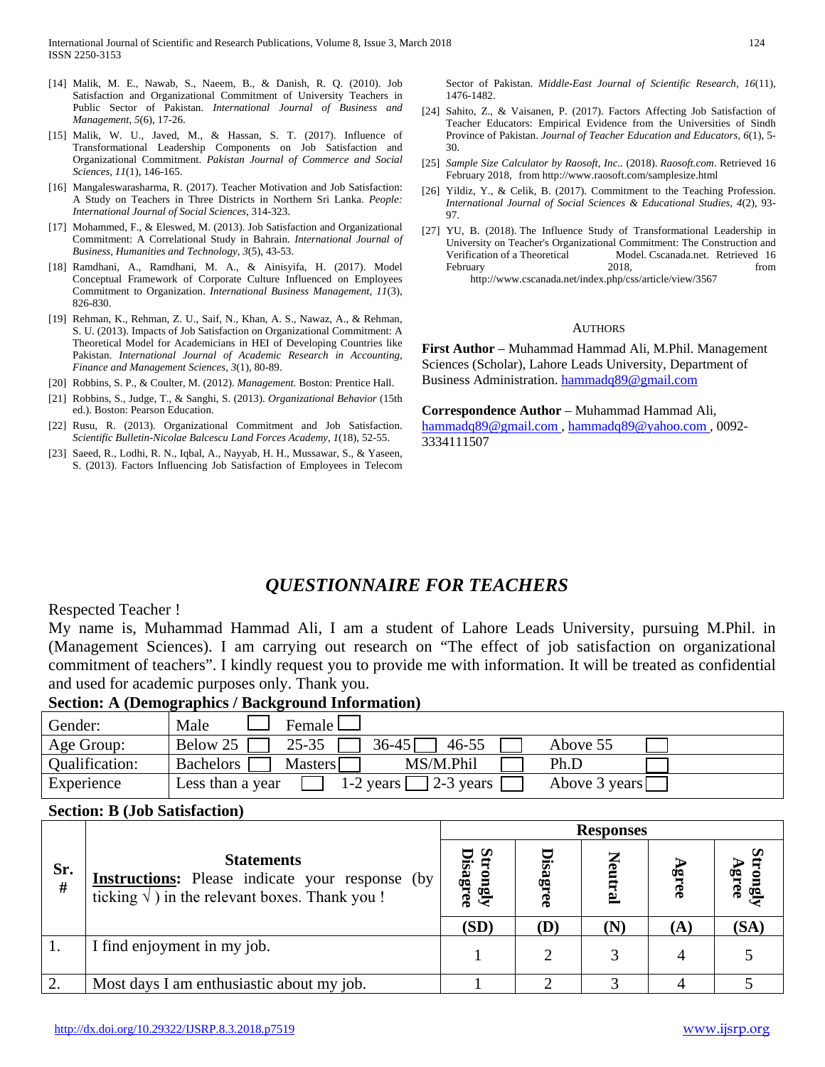[14] Malik, M. E., Nawab, S., Naeem, B., & Danish, R. Q. (2010). Job Satisfaction and Organizational Commitment of University Teachers in Public Sector of Pakistan. *International Journal of Business and Management, 5*(6), 17-26.

[15] Malik, W. U., Javed, M., & Hassan, S. T. (2017). Influence of Transformational Leadership Components on Job Satisfaction and Organizational Commitment. *Pakistan Journal of Commerce and Social Sciences, 11*(1), 146-165.

[16] Mangaleswarasharma, R. (2017). Teacher Motivation and Job Satisfaction: A Study on Teachers in Three Districts in Northern Sri Lanka. *People: International Journal of Social Sciences*, 314-323.

[17] Mohammed, F., & Eleswed, M. (2013). Job Satisfaction and Organizational Commitment: A Correlational Study in Bahrain. *International Journal of Business, Humanities and Technology, 3*(5), 43-53.

[18] Ramdhani, A., Ramdhani, M. A., & Ainisyifa, H. (2017). Model Conceptual Framework of Corporate Culture Influenced on Employees Commitment to Organization. *International Business Management, 11*(3), 826-830.

[19] Rehman, K., Rehman, Z. U., Saif, N., Khan, A. S., Nawaz, A., & Rehman, S. U. (2013). Impacts of Job Satisfaction on Organizational Commitment: A Theoretical Model for Academicians in HEI of Developing Countries like Pakistan. *International Journal of Academic Research in Accounting, Finance and Management Sciences, 3*(1), 80-89.

[20] Robbins, S. P., & Coulter, M. (2012). *Management.* Boston: Prentice Hall.

[21] Robbins, S., Judge, T., & Sanghi, S. (2013). *Organizational Behavior* (15th ed.). Boston: Pearson Education.

[22] Rusu, R. (2013). Organizational Commitment and Job Satisfaction. *Scientific Bulletin-Nicolae Balcescu Land Forces Academy, 1*(18), 52-55.

[23] Saeed, R., Lodhi, R. N., Iqbal, A., Nayyab, H. H., Mussawar, S., & Yaseen, S. (2013). Factors Influencing Job Satisfaction of Employees in Telecom Sector of Pakistan. *Middle-East Journal of Scientific Research, 16*(11), 1476-1482.

[24] Sahito, Z., & Vaisanen, P. (2017). Factors Affecting Job Satisfaction of Teacher Educators: Empirical Evidence from the Universities of Sindh Province of Pakistan. *Journal of Teacher Education and Educators, 6*(1), 5-30.

[25] *Sample Size Calculator by Raosoft, Inc.*. (2018). *Raosoft.com*. Retrieved 16 February 2018, from http://www.raosoft.com/samplesize.html

[26] Yildiz, Y., & Celik, B. (2017). Commitment to the Teaching Profession. *International Journal of Social Sciences & Educational Studies, 4*(2), 93-97.

[27] YU, B. (2018). The Influence Study of Transformational Leadership in University on Teacher's Organizational Commitment: The Construction and Verification of a Theoretical Model. Cscanada.net. Retrieved 16 February 2018, from http://www.cscanada.net/index.php/css/article/view/3567

## Authors

**First Author** – Muhammad Hammad Ali, M.Phil. Management Sciences (Scholar), Lahore Leads University, Department of Business Administration. hammadq89@gmail.com

**Correspondence Author** – Muhammad Hammad Ali, hammadq89@gmail.com , hammadq89@yahoo.com , 0092-3334111507

## *QUESTIONNAIRE FOR TEACHERS*

Respected Teacher !

My name is, Muhammad Hammad Ali, I am a student of Lahore Leads University, pursuing M.Phil. in (Management Sciences). I am carrying out research on "The effect of job satisfaction on organizational commitment of teachers". I kindly request you to provide me with information. It will be treated as confidential and used for academic purposes only. Thank you.

**Section: A (Demographics / Background Information)**

| | |
|---|---|
| Gender: | Male ☐ Female ☐ |
| Age Group: | Below 25 ☐ 25-35 ☐ 36-45 ☐ 46-55 ☐ Above 55 ☐ |
| Qualification: | Bachelors ☐ Masters ☐ MS/M.Phil ☐ Ph.D ☐ |
| Experience | Less than a year ☐ 1-2 years ☐ 2-3 years ☐ Above 3 years ☐ |

**Section: B (Job Satisfaction)**

| Sr. # | Statements<br>**Instructions:** Please indicate your response (by ticking √ ) in the relevant boxes. Thank you ! | Strongly Disagree (SD) | Disagree (D) | Neutral (N) | Agree (A) | Strongly Agree (SA) |
|---|---|---|---|---|---|---|
| 1. | I find enjoyment in my job. | 1 | 2 | 3 | 4 | 5 |
| 2. | Most days I am enthusiastic about my job. | 1 | 2 | 3 | 4 | 5 |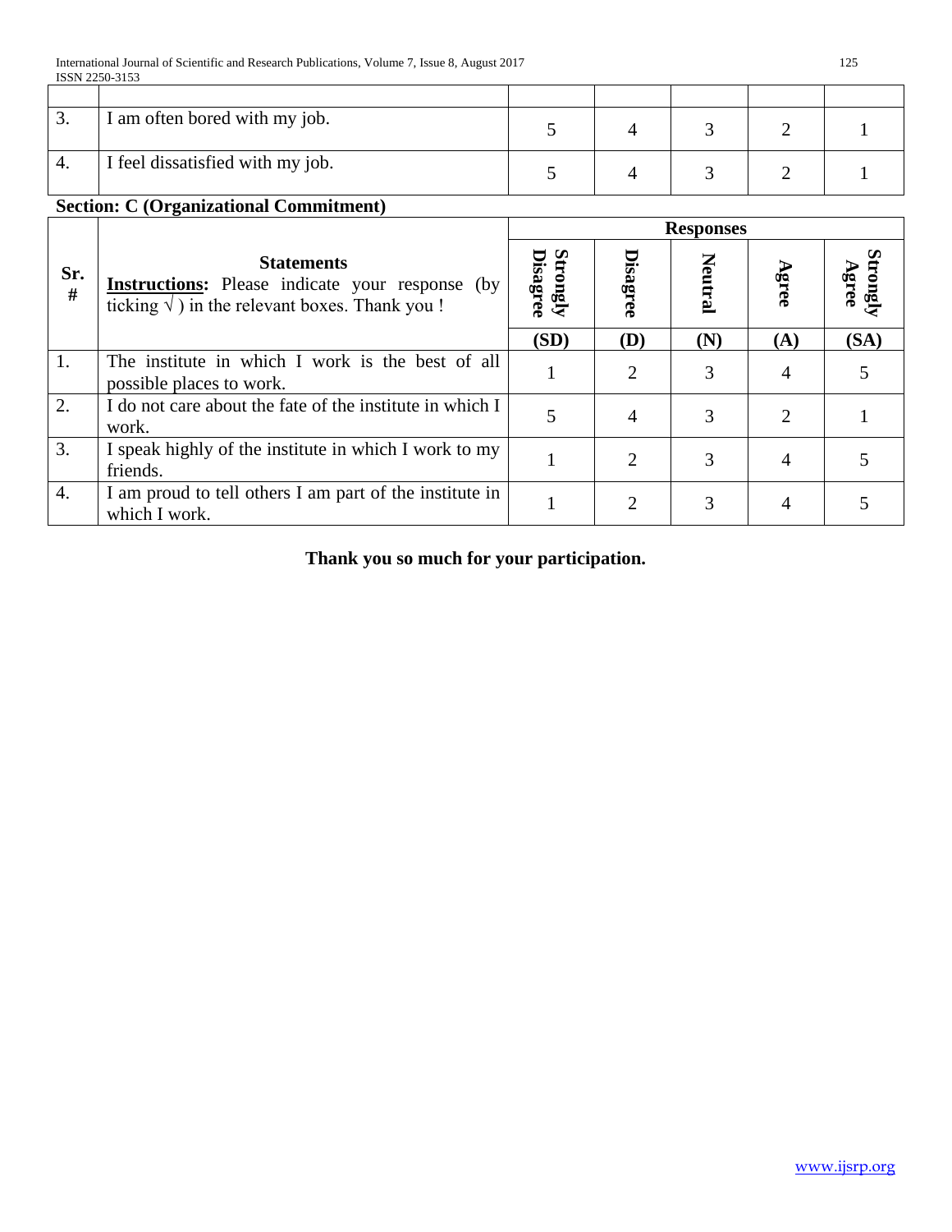| | | | | | | |
|---|---|---|---|---|---|---|
| | | | | | | |
| 3. | I am often bored with my job. | 5 | 4 | 3 | 2 | 1 |
| 4. | I feel dissatisfied with my job. | 5 | 4 | 3 | 2 | 1 |

**Section: C (Organizational Commitment)**

| Sr. # | **Statements** **Instructions:** Please indicate your response (by ticking √ ) in the relevant boxes. Thank you ! | **Responses** | | | | |
|---|---|---|---|---|---|---|
| | | **Strongly Disagree** | **Disagree** | **Neutral** | **Agree** | **Strongly Agree** |
| | | **(SD)** | **(D)** | **(N)** | **(A)** | **(SA)** |
| 1. | The institute in which I work is the best of all possible places to work. | 1 | 2 | 3 | 4 | 5 |
| 2. | I do not care about the fate of the institute in which I work. | 5 | 4 | 3 | 2 | 1 |
| 3. | I speak highly of the institute in which I work to my friends. | 1 | 2 | 3 | 4 | 5 |
| 4. | I am proud to tell others I am part of the institute in which I work. | 1 | 2 | 3 | 4 | 5 |

**Thank you so much for your participation.**